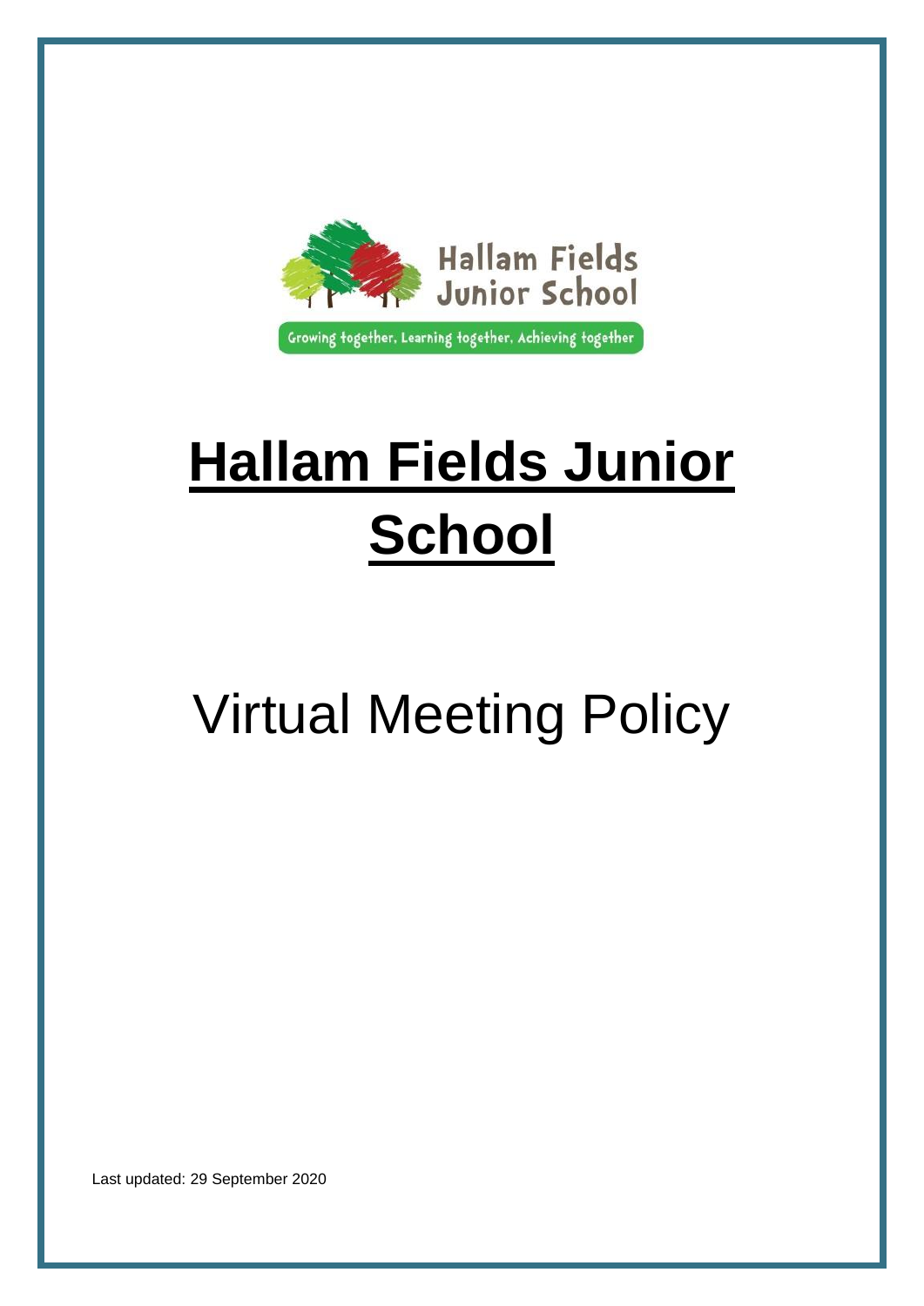Hallam Fields Junior School

Growing together, Learning together, Achieving together

# Hallam Fields Junior School

## Virtual Meeting Policy

Last updated: 29 September 2020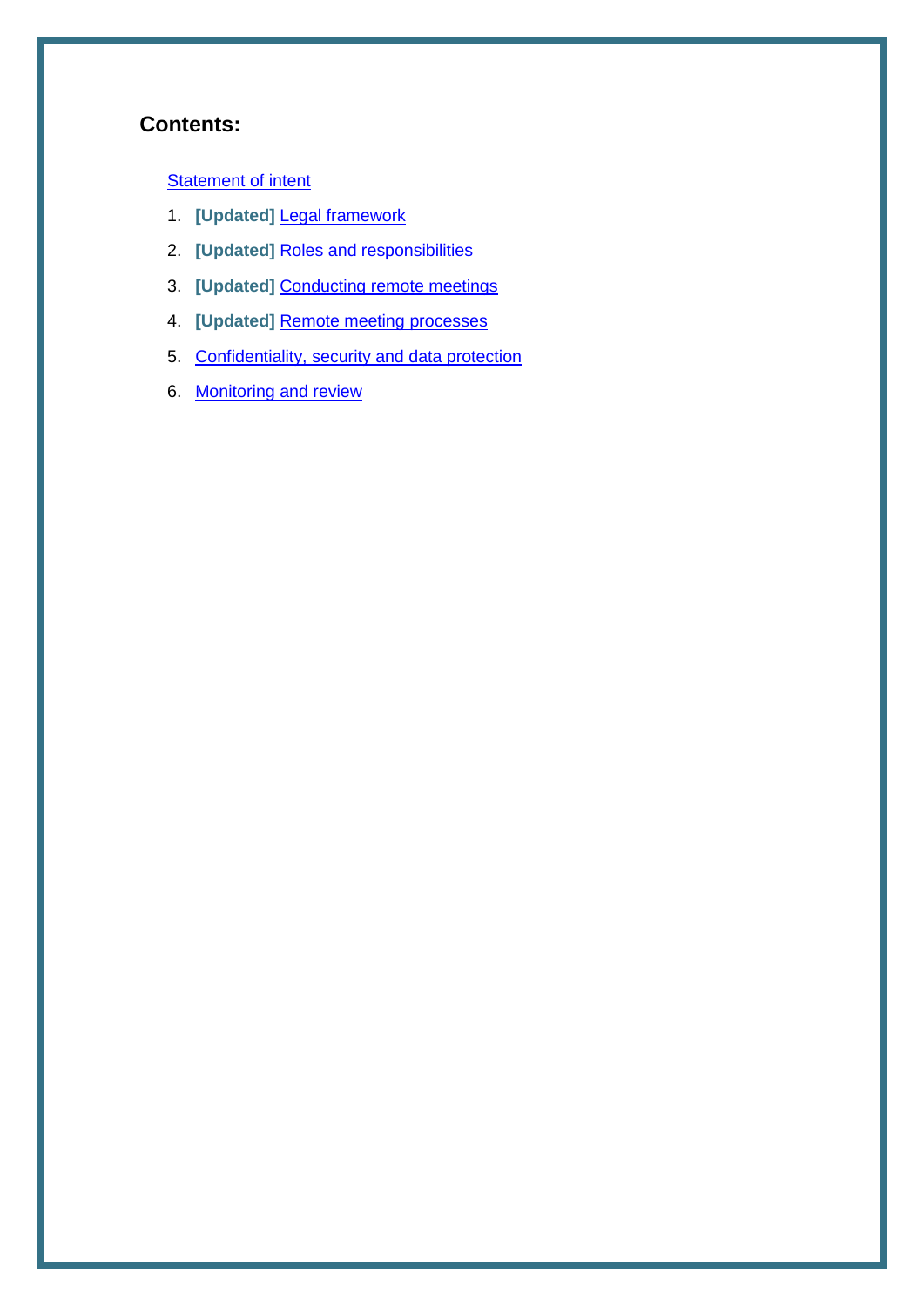## Contents:

Statement of intent

1. **[Updated]** Legal framework
2. **[Updated]** Roles and responsibilities
3. **[Updated]** Conducting remote meetings
4. **[Updated]** Remote meeting processes
5. Confidentiality, security and data protection
6. Monitoring and review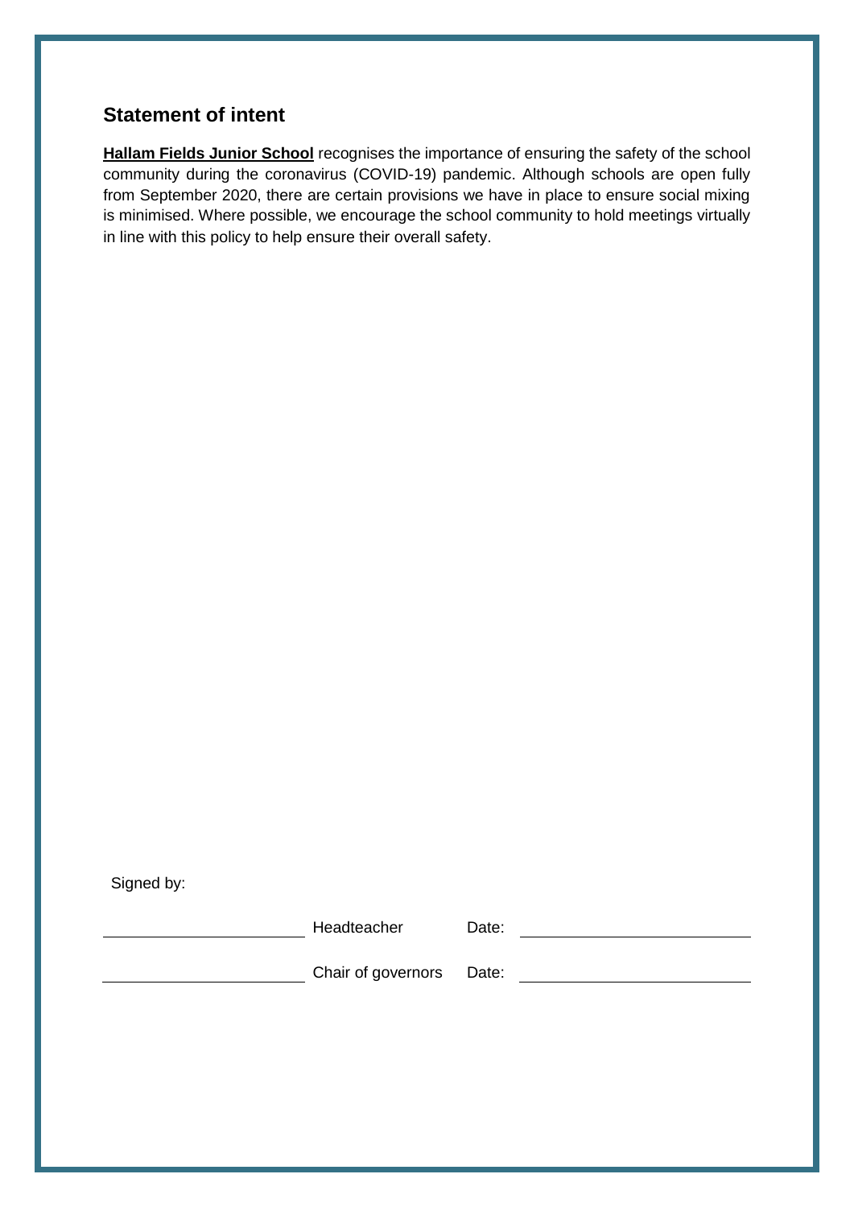## Statement of intent

**Hallam Fields Junior School** recognises the importance of ensuring the safety of the school community during the coronavirus (COVID-19) pandemic. Although schools are open fully from September 2020, there are certain provisions we have in place to ensure social mixing is minimised. Where possible, we encourage the school community to hold meetings virtually in line with this policy to help ensure their overall safety.

Signed by:

| | | | |
|---|---|---|---|
| ______________________ | Headteacher | Date: | ______________________ |
| ______________________ | Chair of governors | Date: | ______________________ |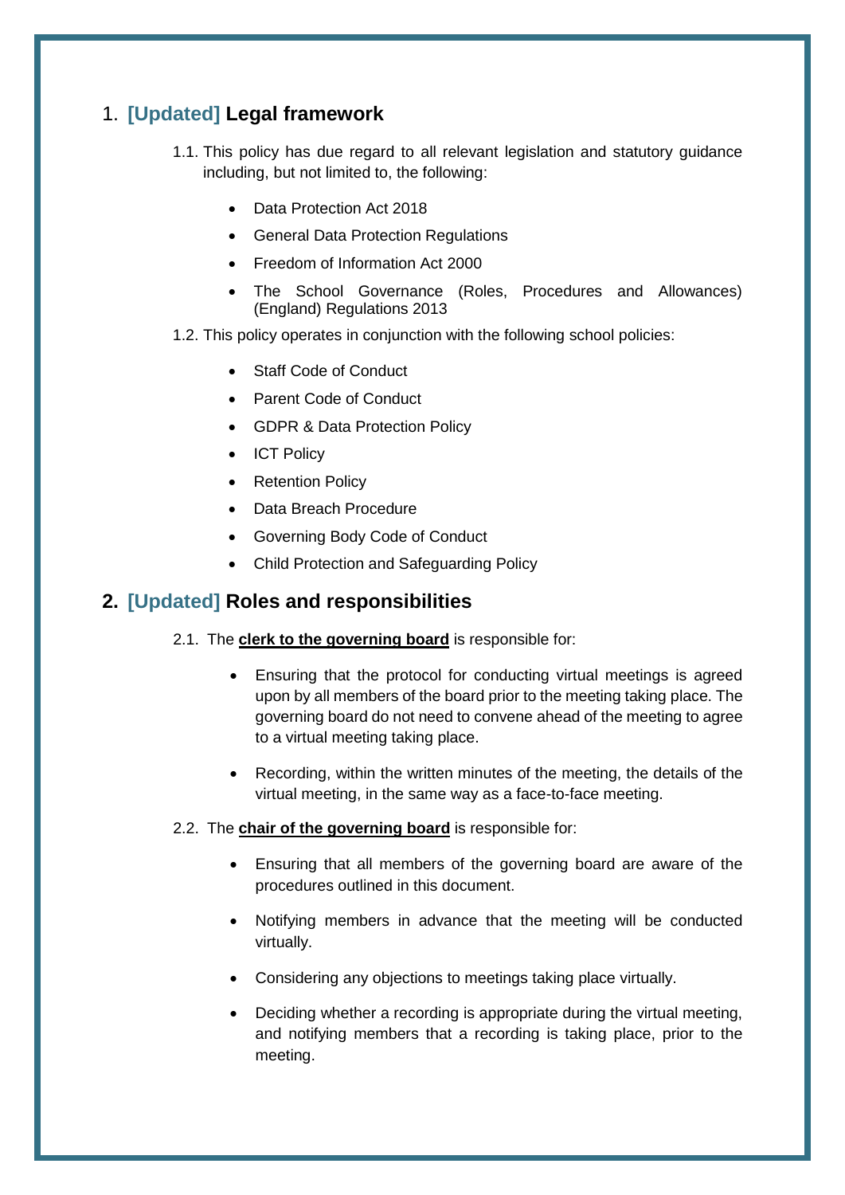## 1. [Updated] Legal framework

1.1. This policy has due regard to all relevant legislation and statutory guidance including, but not limited to, the following:

- Data Protection Act 2018
- General Data Protection Regulations
- Freedom of Information Act 2000
- The School Governance (Roles, Procedures and Allowances) (England) Regulations 2013

1.2. This policy operates in conjunction with the following school policies:

- Staff Code of Conduct
- Parent Code of Conduct
- GDPR & Data Protection Policy
- ICT Policy
- Retention Policy
- Data Breach Procedure
- Governing Body Code of Conduct
- Child Protection and Safeguarding Policy

## 2. [Updated] Roles and responsibilities

2.1. The **clerk to the governing board** is responsible for:

- Ensuring that the protocol for conducting virtual meetings is agreed upon by all members of the board prior to the meeting taking place. The governing board do not need to convene ahead of the meeting to agree to a virtual meeting taking place.
- Recording, within the written minutes of the meeting, the details of the virtual meeting, in the same way as a face-to-face meeting.

2.2. The **chair of the governing board** is responsible for:

- Ensuring that all members of the governing board are aware of the procedures outlined in this document.
- Notifying members in advance that the meeting will be conducted virtually.
- Considering any objections to meetings taking place virtually.
- Deciding whether a recording is appropriate during the virtual meeting, and notifying members that a recording is taking place, prior to the meeting.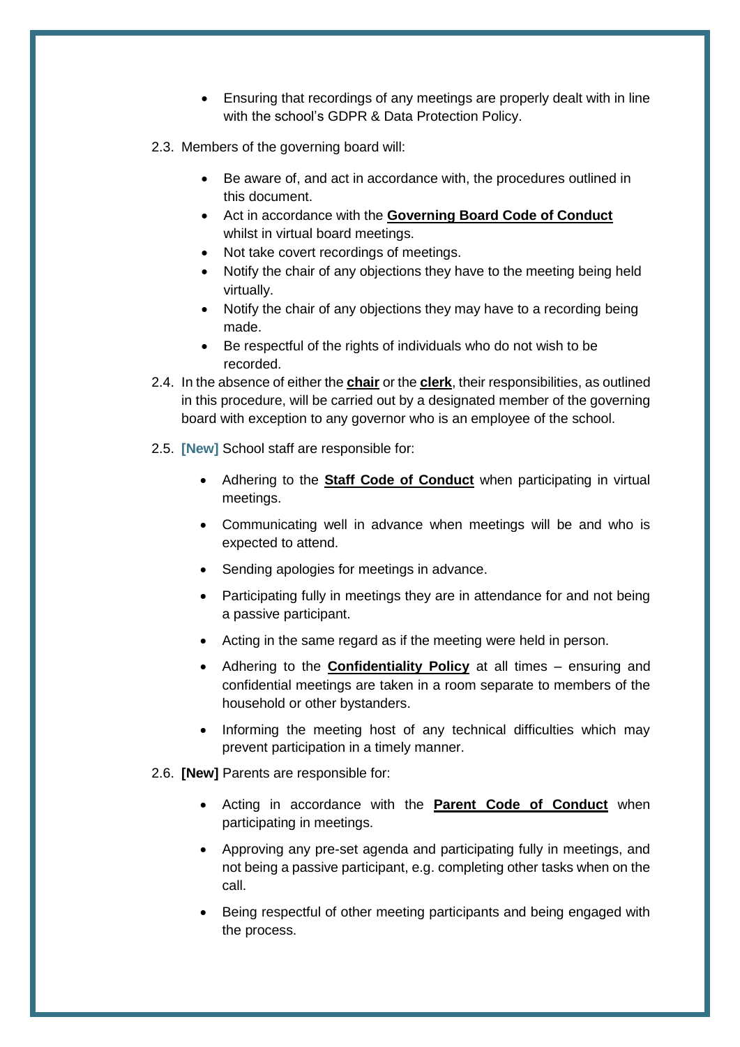- Ensuring that recordings of any meetings are properly dealt with in line with the school's GDPR & Data Protection Policy.

2.3. Members of the governing board will:

- Be aware of, and act in accordance with, the procedures outlined in this document.
- Act in accordance with the **Governing Board Code of Conduct** whilst in virtual board meetings.
- Not take covert recordings of meetings.
- Notify the chair of any objections they have to the meeting being held virtually.
- Notify the chair of any objections they may have to a recording being made.
- Be respectful of the rights of individuals who do not wish to be recorded.

2.4. In the absence of either the **chair** or the **clerk**, their responsibilities, as outlined in this procedure, will be carried out by a designated member of the governing board with exception to any governor who is an employee of the school.

2.5. **[New]** School staff are responsible for:

- Adhering to the **Staff Code of Conduct** when participating in virtual meetings.
- Communicating well in advance when meetings will be and who is expected to attend.
- Sending apologies for meetings in advance.
- Participating fully in meetings they are in attendance for and not being a passive participant.
- Acting in the same regard as if the meeting were held in person.
- Adhering to the **Confidentiality Policy** at all times – ensuring and confidential meetings are taken in a room separate to members of the household or other bystanders.
- Informing the meeting host of any technical difficulties which may prevent participation in a timely manner.

2.6. **[New]** Parents are responsible for:

- Acting in accordance with the **Parent Code of Conduct** when participating in meetings.
- Approving any pre-set agenda and participating fully in meetings, and not being a passive participant, e.g. completing other tasks when on the call.
- Being respectful of other meeting participants and being engaged with the process.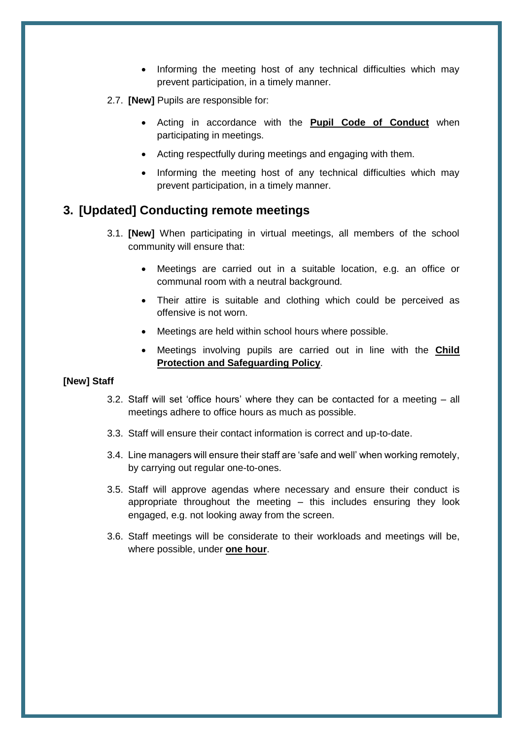- Informing the meeting host of any technical difficulties which may prevent participation, in a timely manner.

2.7. **[New]** Pupils are responsible for:

- Acting in accordance with the **Pupil Code of Conduct** when participating in meetings.
- Acting respectfully during meetings and engaging with them.
- Informing the meeting host of any technical difficulties which may prevent participation, in a timely manner.

## 3. [Updated] Conducting remote meetings

3.1. **[New]** When participating in virtual meetings, all members of the school community will ensure that:

- Meetings are carried out in a suitable location, e.g. an office or communal room with a neutral background.
- Their attire is suitable and clothing which could be perceived as offensive is not worn.
- Meetings are held within school hours where possible.
- Meetings involving pupils are carried out in line with the **Child Protection and Safeguarding Policy**.

**[New] Staff**

3.2. Staff will set 'office hours' where they can be contacted for a meeting – all meetings adhere to office hours as much as possible.

3.3. Staff will ensure their contact information is correct and up-to-date.

3.4. Line managers will ensure their staff are 'safe and well' when working remotely, by carrying out regular one-to-ones.

3.5. Staff will approve agendas where necessary and ensure their conduct is appropriate throughout the meeting – this includes ensuring they look engaged, e.g. not looking away from the screen.

3.6. Staff meetings will be considerate to their workloads and meetings will be, where possible, under **one hour**.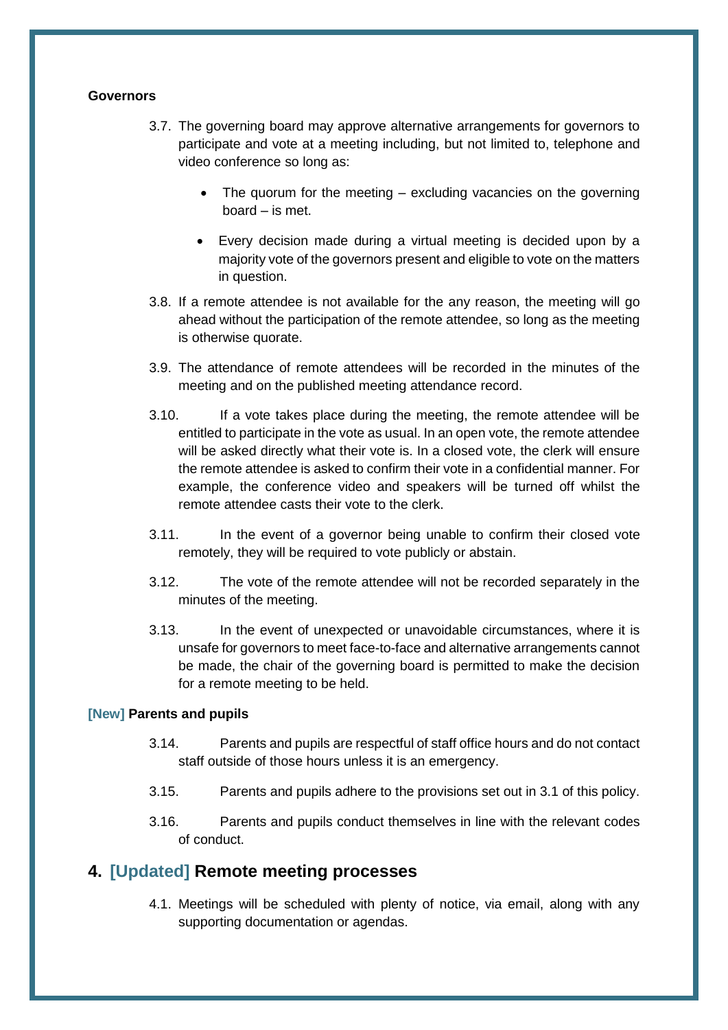**Governors**

3.7. The governing board may approve alternative arrangements for governors to participate and vote at a meeting including, but not limited to, telephone and video conference so long as:

- The quorum for the meeting – excluding vacancies on the governing board – is met.
- Every decision made during a virtual meeting is decided upon by a majority vote of the governors present and eligible to vote on the matters in question.

3.8. If a remote attendee is not available for the any reason, the meeting will go ahead without the participation of the remote attendee, so long as the meeting is otherwise quorate.

3.9. The attendance of remote attendees will be recorded in the minutes of the meeting and on the published meeting attendance record.

3.10. If a vote takes place during the meeting, the remote attendee will be entitled to participate in the vote as usual. In an open vote, the remote attendee will be asked directly what their vote is. In a closed vote, the clerk will ensure the remote attendee is asked to confirm their vote in a confidential manner. For example, the conference video and speakers will be turned off whilst the remote attendee casts their vote to the clerk.

3.11. In the event of a governor being unable to confirm their closed vote remotely, they will be required to vote publicly or abstain.

3.12. The vote of the remote attendee will not be recorded separately in the minutes of the meeting.

3.13. In the event of unexpected or unavoidable circumstances, where it is unsafe for governors to meet face-to-face and alternative arrangements cannot be made, the chair of the governing board is permitted to make the decision for a remote meeting to be held.

**[New] Parents and pupils**

3.14. Parents and pupils are respectful of staff office hours and do not contact staff outside of those hours unless it is an emergency.

3.15. Parents and pupils adhere to the provisions set out in 3.1 of this policy.

3.16. Parents and pupils conduct themselves in line with the relevant codes of conduct.

## 4. [Updated] Remote meeting processes

4.1. Meetings will be scheduled with plenty of notice, via email, along with any supporting documentation or agendas.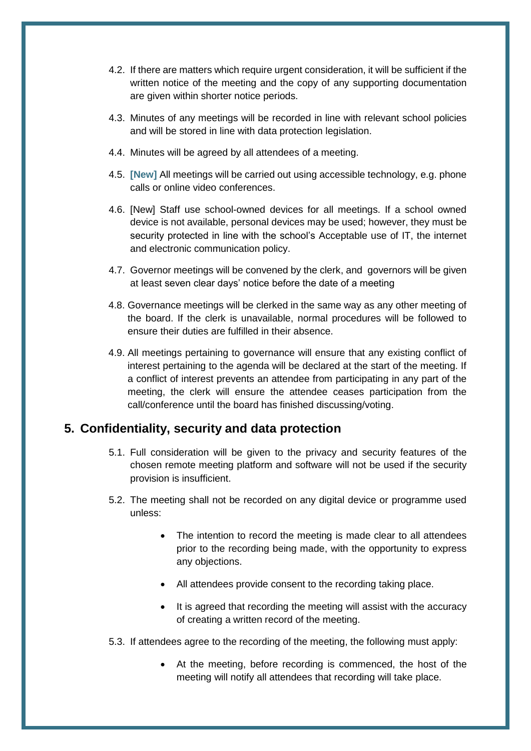4.2. If there are matters which require urgent consideration, it will be sufficient if the written notice of the meeting and the copy of any supporting documentation are given within shorter notice periods.

4.3. Minutes of any meetings will be recorded in line with relevant school policies and will be stored in line with data protection legislation.

4.4. Minutes will be agreed by all attendees of a meeting.

4.5. **[New]** All meetings will be carried out using accessible technology, e.g. phone calls or online video conferences.

4.6. [New] Staff use school-owned devices for all meetings. If a school owned device is not available, personal devices may be used; however, they must be security protected in line with the school's Acceptable use of IT, the internet and electronic communication policy.

4.7. Governor meetings will be convened by the clerk, and governors will be given at least seven clear days' notice before the date of a meeting

4.8. Governance meetings will be clerked in the same way as any other meeting of the board. If the clerk is unavailable, normal procedures will be followed to ensure their duties are fulfilled in their absence.

4.9. All meetings pertaining to governance will ensure that any existing conflict of interest pertaining to the agenda will be declared at the start of the meeting. If a conflict of interest prevents an attendee from participating in any part of the meeting, the clerk will ensure the attendee ceases participation from the call/conference until the board has finished discussing/voting.

## 5. Confidentiality, security and data protection

5.1. Full consideration will be given to the privacy and security features of the chosen remote meeting platform and software will not be used if the security provision is insufficient.

5.2. The meeting shall not be recorded on any digital device or programme used unless:

- The intention to record the meeting is made clear to all attendees prior to the recording being made, with the opportunity to express any objections.
- All attendees provide consent to the recording taking place.
- It is agreed that recording the meeting will assist with the accuracy of creating a written record of the meeting.

5.3. If attendees agree to the recording of the meeting, the following must apply:

- At the meeting, before recording is commenced, the host of the meeting will notify all attendees that recording will take place.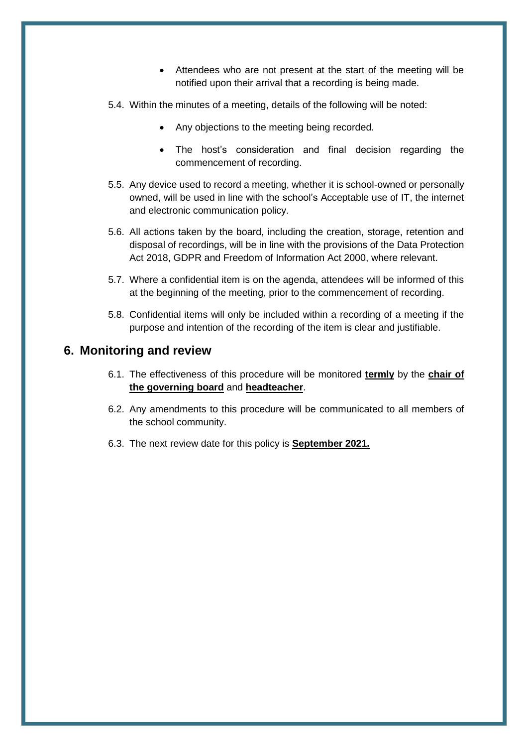- Attendees who are not present at the start of the meeting will be notified upon their arrival that a recording is being made.

5.4. Within the minutes of a meeting, details of the following will be noted:

- Any objections to the meeting being recorded.
- The host's consideration and final decision regarding the commencement of recording.

5.5. Any device used to record a meeting, whether it is school-owned or personally owned, will be used in line with the school's Acceptable use of IT, the internet and electronic communication policy.

5.6. All actions taken by the board, including the creation, storage, retention and disposal of recordings, will be in line with the provisions of the Data Protection Act 2018, GDPR and Freedom of Information Act 2000, where relevant.

5.7. Where a confidential item is on the agenda, attendees will be informed of this at the beginning of the meeting, prior to the commencement of recording.

5.8. Confidential items will only be included within a recording of a meeting if the purpose and intention of the recording of the item is clear and justifiable.

## 6. Monitoring and review

6.1. The effectiveness of this procedure will be monitored **termly** by the **chair of the governing board** and **headteacher**.

6.2. Any amendments to this procedure will be communicated to all members of the school community.

6.3. The next review date for this policy is **September 2021.**